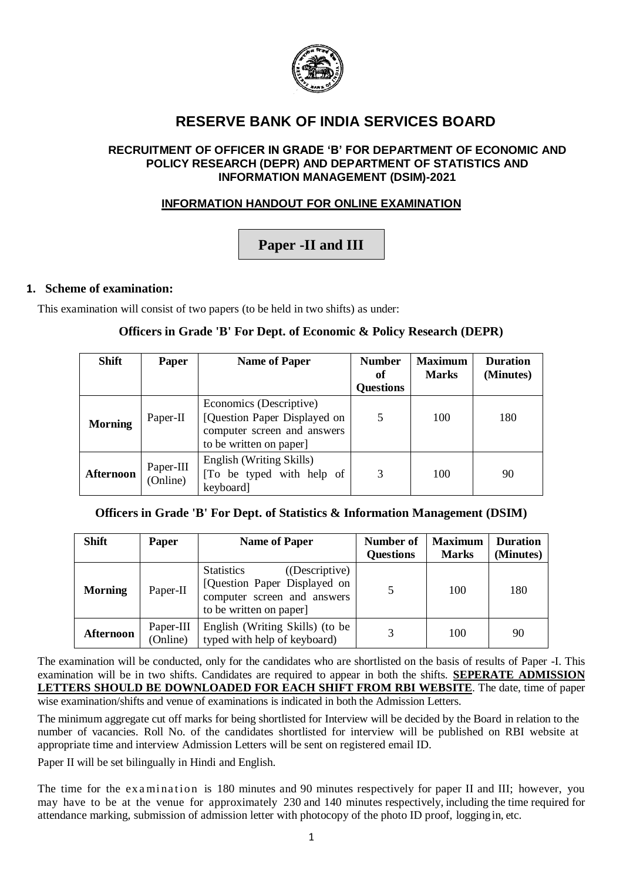# RESERVE BANK OF INDIA SERVICES BOARD

### RECRUITMENT OF OFFICER IN GRADE 'B' FOR DEPARTMENT OF ECONOMIC AND POLICY RESEARCH (DEPR) AND DEPARTMENT OF STATISTICS AND INFORMATION MANAGEMENT (DSIM)-2021

**INFORMATION HANDOUT FOR ONLINE EXAMINATION**

## Paper -II and III

**1. Scheme of examination:**

This examination will consist of two papers (to be held in two shifts) as under:

**Officers in Grade 'B' For Dept. of Economic & Policy Research (DEPR)**

| Shift | Paper | Name of Paper | Number of Questions | Maximum Marks | Duration (Minutes) |
|---|---|---|---|---|---|
| **Morning** | Paper-II | Economics (Descriptive) [Question Paper Displayed on computer screen and answers to be written on paper] | 5 | 100 | 180 |
| **Afternoon** | Paper-III (Online) | English (Writing Skills) [To be typed with help of keyboard] | 3 | 100 | 90 |

**Officers in Grade 'B' For Dept. of Statistics & Information Management (DSIM)**

| Shift | Paper | Name of Paper | Number of Questions | Maximum Marks | Duration (Minutes) |
|---|---|---|---|---|---|
| **Morning** | Paper-II | Statistics ((Descriptive) [Question Paper Displayed on computer screen and answers to be written on paper] | 5 | 100 | 180 |
| **Afternoon** | Paper-III (Online) | English (Writing Skills) (to be typed with help of keyboard) | 3 | 100 | 90 |

The examination will be conducted, only for the candidates who are shortlisted on the basis of results of Paper -I. This examination will be in two shifts. Candidates are required to appear in both the shifts. **SEPERATE ADMISSION LETTERS SHOULD BE DOWNLOADED FOR EACH SHIFT FROM RBI WEBSITE**. The date, time of paper wise examination/shifts and venue of examinations is indicated in both the Admission Letters.

The minimum aggregate cut off marks for being shortlisted for Interview will be decided by the Board in relation to the number of vacancies. Roll No. of the candidates shortlisted for interview will be published on RBI website at appropriate time and interview Admission Letters will be sent on registered email ID.

Paper II will be set bilingually in Hindi and English.

The time for the examination is 180 minutes and 90 minutes respectively for paper II and III; however, you may have to be at the venue for approximately 230 and 140 minutes respectively, including the time required for attendance marking, submission of admission letter with photocopy of the photo ID proof, logging in, etc.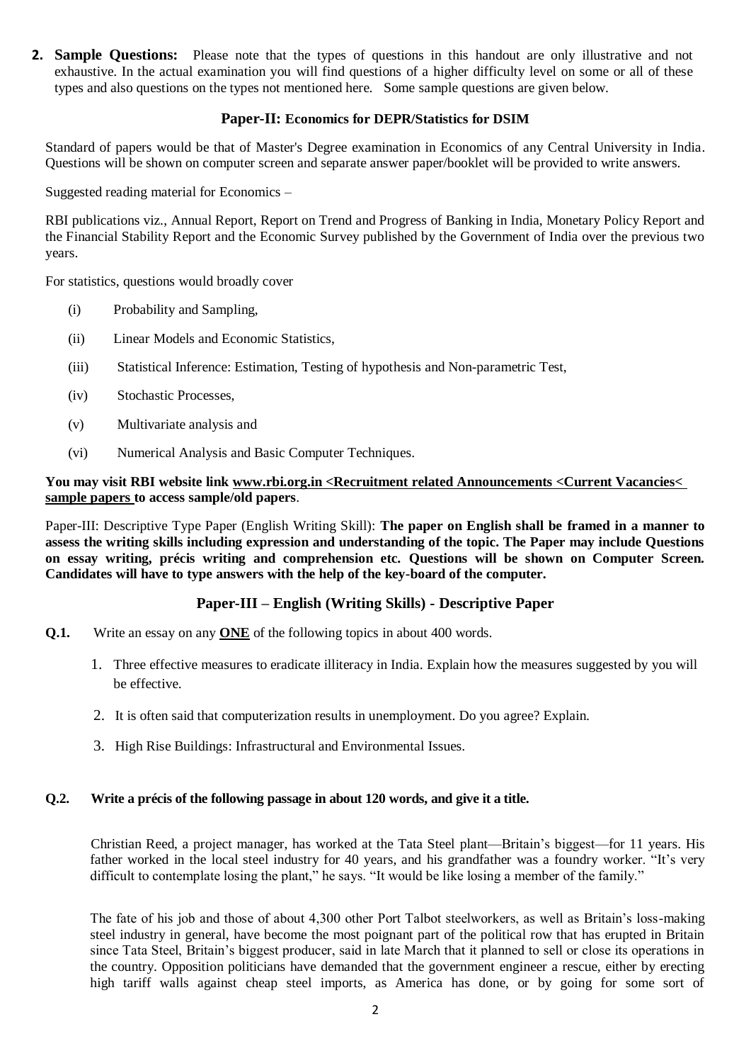**2. Sample Questions:** Please note that the types of questions in this handout are only illustrative and not exhaustive. In the actual examination you will find questions of a higher difficulty level on some or all of these types and also questions on the types not mentioned here. Some sample questions are given below.

### Paper-II: Economics for DEPR/Statistics for DSIM

Standard of papers would be that of Master's Degree examination in Economics of any Central University in India. Questions will be shown on computer screen and separate answer paper/booklet will be provided to write answers.

Suggested reading material for Economics –

RBI publications viz., Annual Report, Report on Trend and Progress of Banking in India, Monetary Policy Report and the Financial Stability Report and the Economic Survey published by the Government of India over the previous two years.

For statistics, questions would broadly cover

(i) Probability and Sampling,

(ii) Linear Models and Economic Statistics,

(iii) Statistical Inference: Estimation, Testing of hypothesis and Non-parametric Test,

(iv) Stochastic Processes,

(v) Multivariate analysis and

(vi) Numerical Analysis and Basic Computer Techniques.

**You may visit RBI website link www.rbi.org.in <Recruitment related Announcements <Current Vacancies< sample papers to access sample/old papers**.

Paper-III: Descriptive Type Paper (English Writing Skill): **The paper on English shall be framed in a manner to assess the writing skills including expression and understanding of the topic. The Paper may include Questions on essay writing, précis writing and comprehension etc. Questions will be shown on Computer Screen. Candidates will have to type answers with the help of the key-board of the computer.**

### Paper-III – English (Writing Skills) - Descriptive Paper

**Q.1.** Write an essay on any **ONE** of the following topics in about 400 words.

1. Three effective measures to eradicate illiteracy in India. Explain how the measures suggested by you will be effective.
2. It is often said that computerization results in unemployment. Do you agree? Explain.
3. High Rise Buildings: Infrastructural and Environmental Issues.

**Q.2. Write a précis of the following passage in about 120 words, and give it a title.**

Christian Reed, a project manager, has worked at the Tata Steel plant—Britain's biggest—for 11 years. His father worked in the local steel industry for 40 years, and his grandfather was a foundry worker. "It's very difficult to contemplate losing the plant," he says. "It would be like losing a member of the family."

The fate of his job and those of about 4,300 other Port Talbot steelworkers, as well as Britain's loss-making steel industry in general, have become the most poignant part of the political row that has erupted in Britain since Tata Steel, Britain's biggest producer, said in late March that it planned to sell or close its operations in the country. Opposition politicians have demanded that the government engineer a rescue, either by erecting high tariff walls against cheap steel imports, as America has done, or by going for some sort of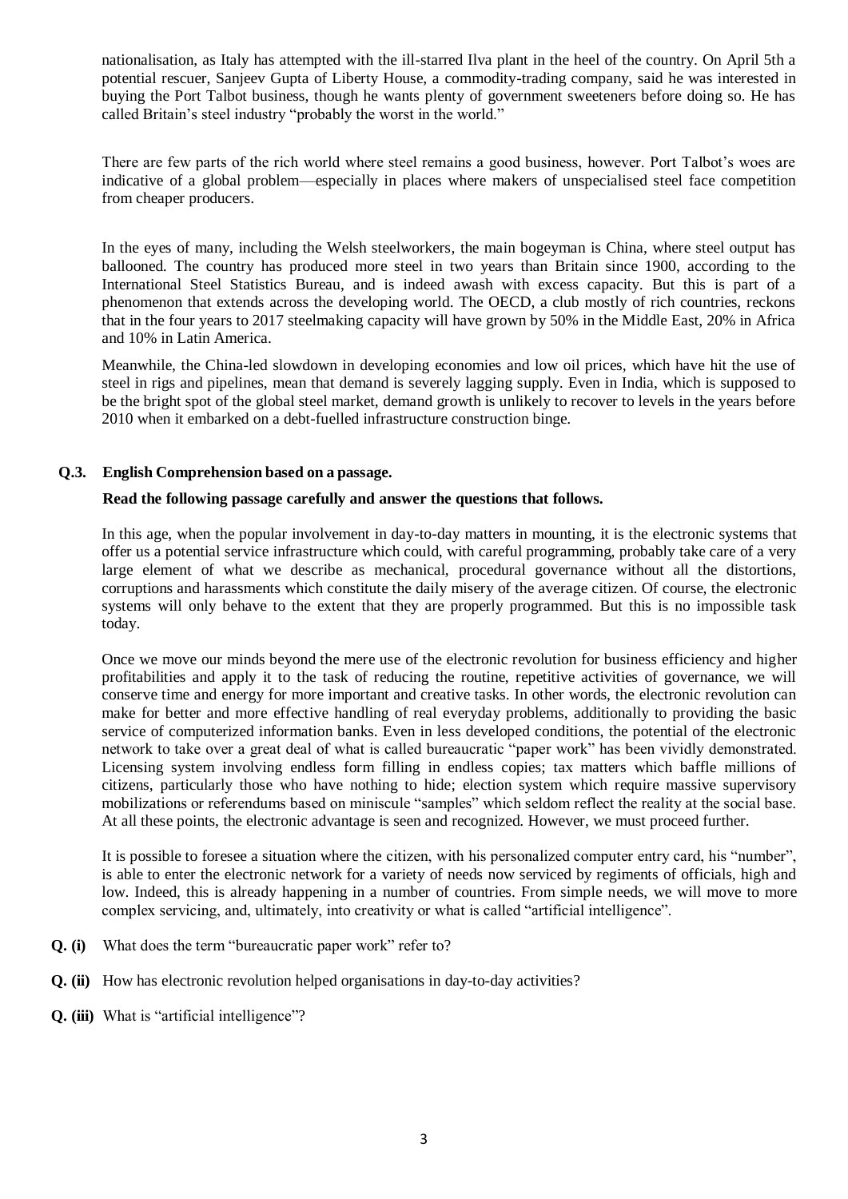nationalisation, as Italy has attempted with the ill-starred Ilva plant in the heel of the country. On April 5th a potential rescuer, Sanjeev Gupta of Liberty House, a commodity-trading company, said he was interested in buying the Port Talbot business, though he wants plenty of government sweeteners before doing so. He has called Britain's steel industry "probably the worst in the world."

There are few parts of the rich world where steel remains a good business, however. Port Talbot's woes are indicative of a global problem—especially in places where makers of unspecialised steel face competition from cheaper producers.

In the eyes of many, including the Welsh steelworkers, the main bogeyman is China, where steel output has ballooned. The country has produced more steel in two years than Britain since 1900, according to the International Steel Statistics Bureau, and is indeed awash with excess capacity. But this is part of a phenomenon that extends across the developing world. The OECD, a club mostly of rich countries, reckons that in the four years to 2017 steelmaking capacity will have grown by 50% in the Middle East, 20% in Africa and 10% in Latin America.

Meanwhile, the China-led slowdown in developing economies and low oil prices, which have hit the use of steel in rigs and pipelines, mean that demand is severely lagging supply. Even in India, which is supposed to be the bright spot of the global steel market, demand growth is unlikely to recover to levels in the years before 2010 when it embarked on a debt-fuelled infrastructure construction binge.

**Q.3. English Comprehension based on a passage.**

**Read the following passage carefully and answer the questions that follows.**

In this age, when the popular involvement in day-to-day matters in mounting, it is the electronic systems that offer us a potential service infrastructure which could, with careful programming, probably take care of a very large element of what we describe as mechanical, procedural governance without all the distortions, corruptions and harassments which constitute the daily misery of the average citizen. Of course, the electronic systems will only behave to the extent that they are properly programmed. But this is no impossible task today.

Once we move our minds beyond the mere use of the electronic revolution for business efficiency and higher profitabilities and apply it to the task of reducing the routine, repetitive activities of governance, we will conserve time and energy for more important and creative tasks. In other words, the electronic revolution can make for better and more effective handling of real everyday problems, additionally to providing the basic service of computerized information banks. Even in less developed conditions, the potential of the electronic network to take over a great deal of what is called bureaucratic "paper work" has been vividly demonstrated. Licensing system involving endless form filling in endless copies; tax matters which baffle millions of citizens, particularly those who have nothing to hide; election system which require massive supervisory mobilizations or referendums based on miniscule "samples" which seldom reflect the reality at the social base. At all these points, the electronic advantage is seen and recognized. However, we must proceed further.

It is possible to foresee a situation where the citizen, with his personalized computer entry card, his "number", is able to enter the electronic network for a variety of needs now serviced by regiments of officials, high and low. Indeed, this is already happening in a number of countries. From simple needs, we will move to more complex servicing, and, ultimately, into creativity or what is called "artificial intelligence".

**Q. (i)** What does the term "bureaucratic paper work" refer to?

**Q. (ii)** How has electronic revolution helped organisations in day-to-day activities?

**Q. (iii)** What is "artificial intelligence"?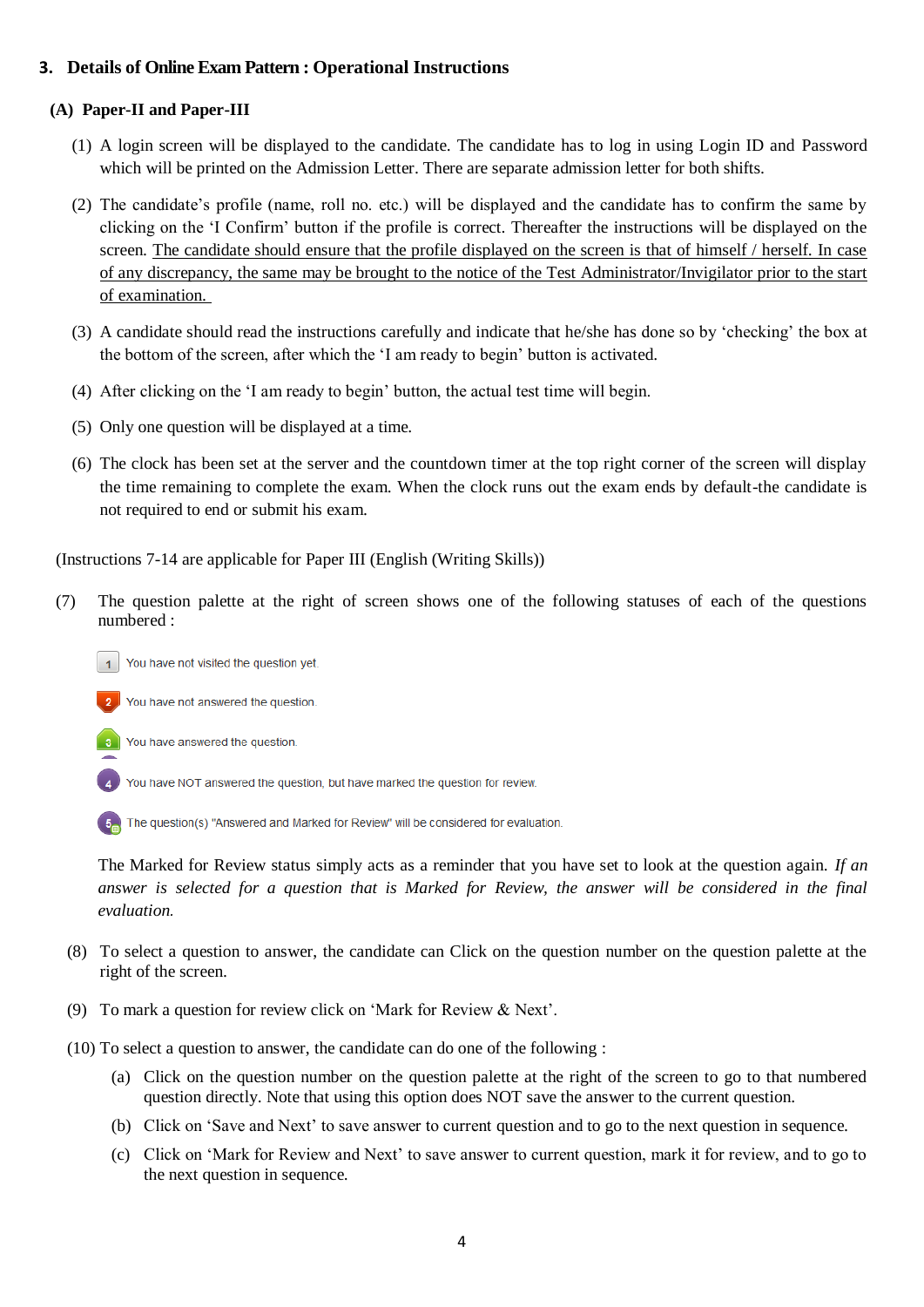## 3. Details of Online Exam Pattern : Operational Instructions

### (A) Paper-II and Paper-III

(1) A login screen will be displayed to the candidate. The candidate has to log in using Login ID and Password which will be printed on the Admission Letter. There are separate admission letter for both shifts.

(2) The candidate's profile (name, roll no. etc.) will be displayed and the candidate has to confirm the same by clicking on the 'I Confirm' button if the profile is correct. Thereafter the instructions will be displayed on the screen. The candidate should ensure that the profile displayed on the screen is that of himself / herself. In case of any discrepancy, the same may be brought to the notice of the Test Administrator/Invigilator prior to the start of examination.

(3) A candidate should read the instructions carefully and indicate that he/she has done so by 'checking' the box at the bottom of the screen, after which the 'I am ready to begin' button is activated.

(4) After clicking on the 'I am ready to begin' button, the actual test time will begin.

(5) Only one question will be displayed at a time.

(6) The clock has been set at the server and the countdown timer at the top right corner of the screen will display the time remaining to complete the exam. When the clock runs out the exam ends by default-the candidate is not required to end or submit his exam.

(Instructions 7-14 are applicable for Paper III (English (Writing Skills))

(7) The question palette at the right of screen shows one of the following statuses of each of the questions numbered :

- 1 You have not visited the question yet.
- 2 You have not answered the question.
- 3 You have answered the question.
- 4 You have NOT answered the question, but have marked the question for review.
- 5 The question(s) "Answered and Marked for Review" will be considered for evaluation.

The Marked for Review status simply acts as a reminder that you have set to look at the question again. *If an answer is selected for a question that is Marked for Review, the answer will be considered in the final evaluation.*

(8) To select a question to answer, the candidate can Click on the question number on the question palette at the right of the screen.

(9) To mark a question for review click on 'Mark for Review & Next'.

(10) To select a question to answer, the candidate can do one of the following :

  (a) Click on the question number on the question palette at the right of the screen to go to that numbered question directly. Note that using this option does NOT save the answer to the current question.

  (b) Click on 'Save and Next' to save answer to current question and to go to the next question in sequence.

  (c) Click on 'Mark for Review and Next' to save answer to current question, mark it for review, and to go to the next question in sequence.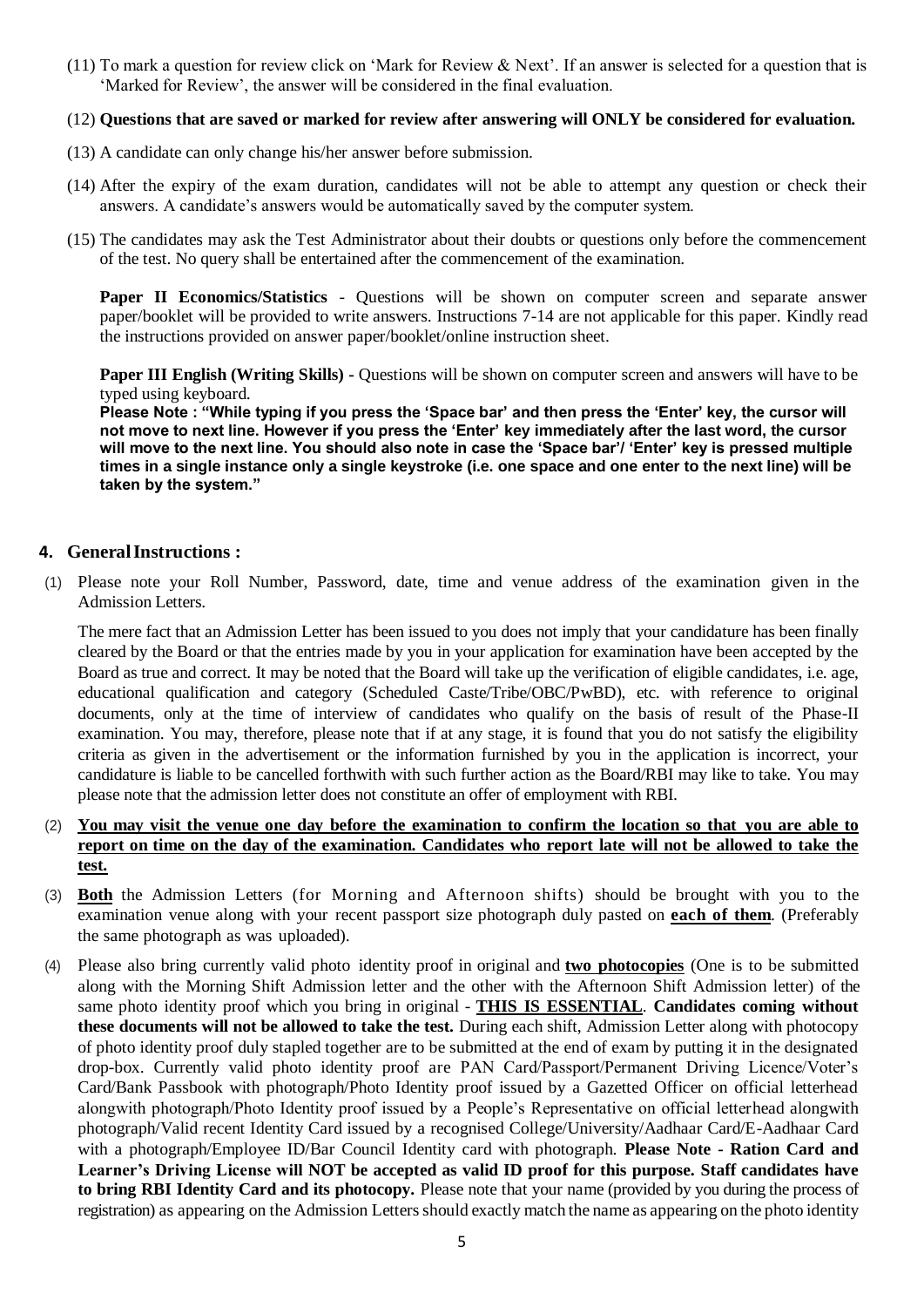(11) To mark a question for review click on 'Mark for Review & Next'. If an answer is selected for a question that is 'Marked for Review', the answer will be considered in the final evaluation.

(12) **Questions that are saved or marked for review after answering will ONLY be considered for evaluation.**

(13) A candidate can only change his/her answer before submission.

(14) After the expiry of the exam duration, candidates will not be able to attempt any question or check their answers. A candidate's answers would be automatically saved by the computer system.

(15) The candidates may ask the Test Administrator about their doubts or questions only before the commencement of the test. No query shall be entertained after the commencement of the examination.

**Paper II Economics/Statistics** - Questions will be shown on computer screen and separate answer paper/booklet will be provided to write answers. Instructions 7-14 are not applicable for this paper. Kindly read the instructions provided on answer paper/booklet/online instruction sheet.

**Paper III English (Writing Skills) -** Questions will be shown on computer screen and answers will have to be typed using keyboard.

**Please Note : "While typing if you press the 'Space bar' and then press the 'Enter' key, the cursor will not move to next line. However if you press the 'Enter' key immediately after the last word, the cursor will move to the next line. You should also note in case the 'Space bar'/ 'Enter' key is pressed multiple times in a single instance only a single keystroke (i.e. one space and one enter to the next line) will be taken by the system."**

## 4. General Instructions :

(1) Please note your Roll Number, Password, date, time and venue address of the examination given in the Admission Letters.

The mere fact that an Admission Letter has been issued to you does not imply that your candidature has been finally cleared by the Board or that the entries made by you in your application for examination have been accepted by the Board as true and correct. It may be noted that the Board will take up the verification of eligible candidates, i.e. age, educational qualification and category (Scheduled Caste/Tribe/OBC/PwBD), etc. with reference to original documents, only at the time of interview of candidates who qualify on the basis of result of the Phase-II examination. You may, therefore, please note that if at any stage, it is found that you do not satisfy the eligibility criteria as given in the advertisement or the information furnished by you in the application is incorrect, your candidature is liable to be cancelled forthwith with such further action as the Board/RBI may like to take. You may please note that the admission letter does not constitute an offer of employment with RBI.

(2) **You may visit the venue one day before the examination to confirm the location so that you are able to report on time on the day of the examination. Candidates who report late will not be allowed to take the test.**

(3) **Both** the Admission Letters (for Morning and Afternoon shifts) should be brought with you to the examination venue along with your recent passport size photograph duly pasted on **each of them**. (Preferably the same photograph as was uploaded).

(4) Please also bring currently valid photo identity proof in original and **two photocopies** (One is to be submitted along with the Morning Shift Admission letter and the other with the Afternoon Shift Admission letter) of the same photo identity proof which you bring in original - **THIS IS ESSENTIAL**. **Candidates coming without these documents will not be allowed to take the test.** During each shift, Admission Letter along with photocopy of photo identity proof duly stapled together are to be submitted at the end of exam by putting it in the designated drop-box. Currently valid photo identity proof are PAN Card/Passport/Permanent Driving Licence/Voter's Card/Bank Passbook with photograph/Photo Identity proof issued by a Gazetted Officer on official letterhead alongwith photograph/Photo Identity proof issued by a People's Representative on official letterhead alongwith photograph/Valid recent Identity Card issued by a recognised College/University/Aadhaar Card/E-Aadhaar Card with a photograph/Employee ID/Bar Council Identity card with photograph. **Please Note - Ration Card and Learner's Driving License will NOT be accepted as valid ID proof for this purpose. Staff candidates have to bring RBI Identity Card and its photocopy.** Please note that your name (provided by you during the process of registration) as appearing on the Admission Letters should exactly match the name as appearing on the photo identity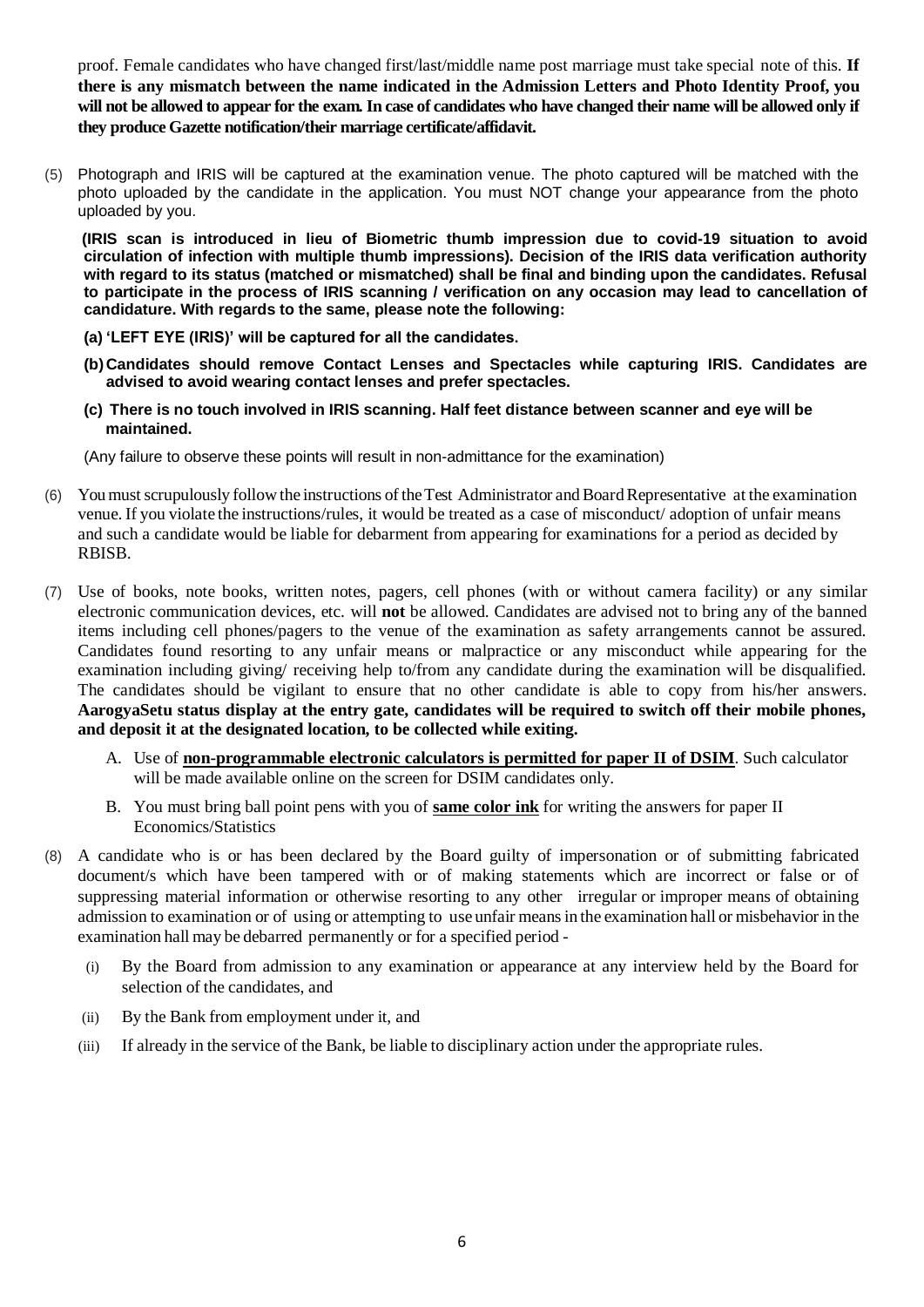proof. Female candidates who have changed first/last/middle name post marriage must take special note of this. **If there is any mismatch between the name indicated in the Admission Letters and Photo Identity Proof, you will not be allowed to appear for the exam. In case of candidates who have changed their name will be allowed only if they produce Gazette notification/their marriage certificate/affidavit.**

(5) Photograph and IRIS will be captured at the examination venue. The photo captured will be matched with the photo uploaded by the candidate in the application. You must NOT change your appearance from the photo uploaded by you.

**(IRIS scan is introduced in lieu of Biometric thumb impression due to covid-19 situation to avoid circulation of infection with multiple thumb impressions). Decision of the IRIS data verification authority with regard to its status (matched or mismatched) shall be final and binding upon the candidates. Refusal to participate in the process of IRIS scanning / verification on any occasion may lead to cancellation of candidature. With regards to the same, please note the following:**

**(a) 'LEFT EYE (IRIS)' will be captured for all the candidates.**

**(b) Candidates should remove Contact Lenses and Spectacles while capturing IRIS. Candidates are advised to avoid wearing contact lenses and prefer spectacles.**

**(c) There is no touch involved in IRIS scanning. Half feet distance between scanner and eye will be maintained.**

(Any failure to observe these points will result in non-admittance for the examination)

(6) You must scrupulously follow the instructions of the Test Administrator and Board Representative at the examination venue. If you violate the instructions/rules, it would be treated as a case of misconduct/ adoption of unfair means and such a candidate would be liable for debarment from appearing for examinations for a period as decided by RBISB.

(7) Use of books, note books, written notes, pagers, cell phones (with or without camera facility) or any similar electronic communication devices, etc. will **not** be allowed. Candidates are advised not to bring any of the banned items including cell phones/pagers to the venue of the examination as safety arrangements cannot be assured. Candidates found resorting to any unfair means or malpractice or any misconduct while appearing for the examination including giving/ receiving help to/from any candidate during the examination will be disqualified. The candidates should be vigilant to ensure that no other candidate is able to copy from his/her answers. **AarogyaSetu status display at the entry gate, candidates will be required to switch off their mobile phones, and deposit it at the designated location, to be collected while exiting.**

A. Use of **non-programmable electronic calculators is permitted for paper II of DSIM**. Such calculator will be made available online on the screen for DSIM candidates only.

B. You must bring ball point pens with you of **same color ink** for writing the answers for paper II Economics/Statistics

(8) A candidate who is or has been declared by the Board guilty of impersonation or of submitting fabricated document/s which have been tampered with or of making statements which are incorrect or false or of suppressing material information or otherwise resorting to any other irregular or improper means of obtaining admission to examination or of using or attempting to use unfair means in the examination hall or misbehavior in the examination hall may be debarred permanently or for a specified period -

(i) By the Board from admission to any examination or appearance at any interview held by the Board for selection of the candidates, and

(ii) By the Bank from employment under it, and

(iii) If already in the service of the Bank, be liable to disciplinary action under the appropriate rules.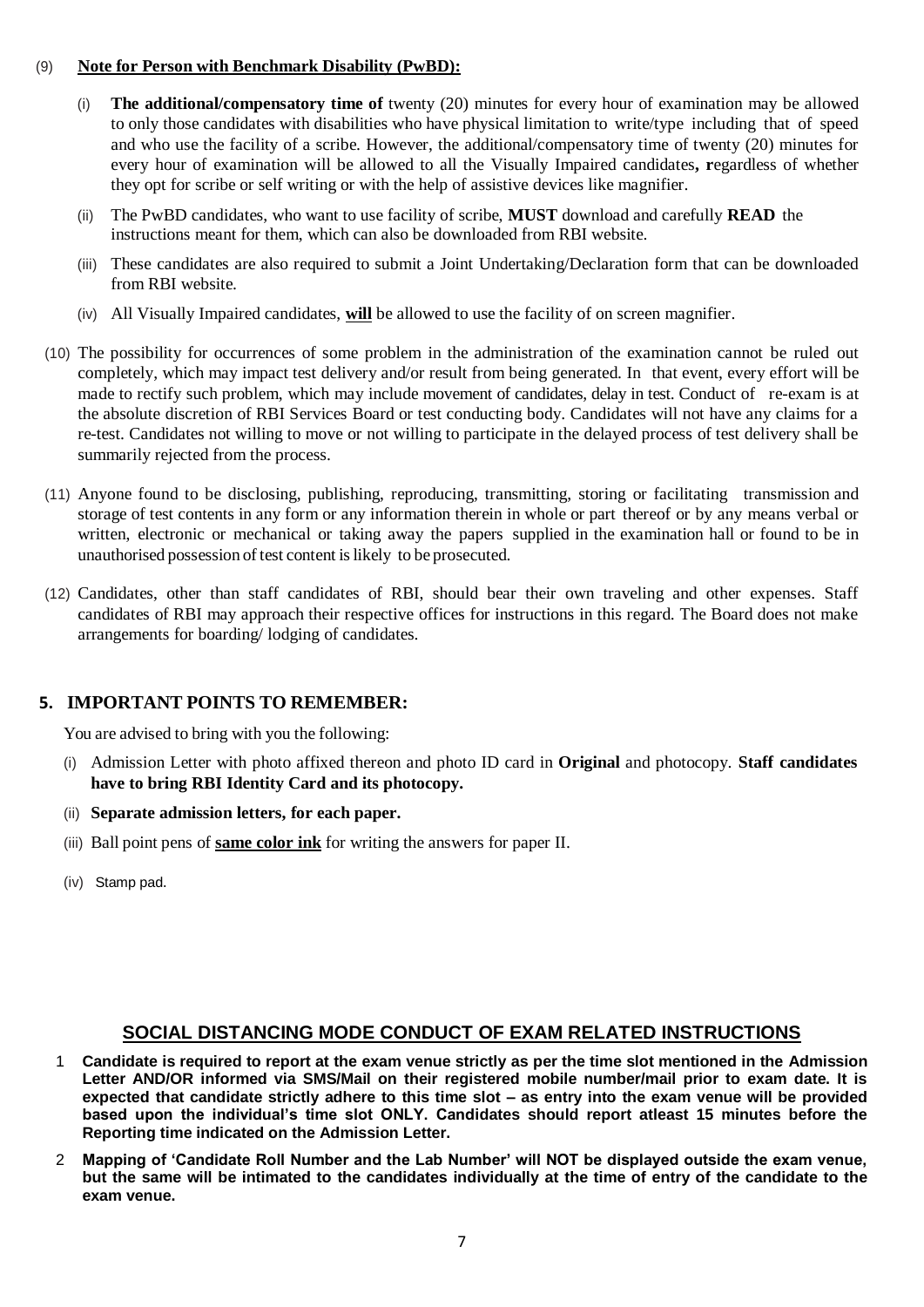(9) **Note for Person with Benchmark Disability (PwBD):**

(i) **The additional/compensatory time of** twenty (20) minutes for every hour of examination may be allowed to only those candidates with disabilities who have physical limitation to write/type including that of speed and who use the facility of a scribe. However, the additional/compensatory time of twenty (20) minutes for every hour of examination will be allowed to all the Visually Impaired candidates**, r**egardless of whether they opt for scribe or self writing or with the help of assistive devices like magnifier.

(ii) The PwBD candidates, who want to use facility of scribe, **MUST** download and carefully **READ** the instructions meant for them, which can also be downloaded from RBI website.

(iii) These candidates are also required to submit a Joint Undertaking/Declaration form that can be downloaded from RBI website.

(iv) All Visually Impaired candidates, **will** be allowed to use the facility of on screen magnifier.

(10) The possibility for occurrences of some problem in the administration of the examination cannot be ruled out completely, which may impact test delivery and/or result from being generated. In that event, every effort will be made to rectify such problem, which may include movement of candidates, delay in test. Conduct of re-exam is at the absolute discretion of RBI Services Board or test conducting body. Candidates will not have any claims for a re-test. Candidates not willing to move or not willing to participate in the delayed process of test delivery shall be summarily rejected from the process.

(11) Anyone found to be disclosing, publishing, reproducing, transmitting, storing or facilitating transmission and storage of test contents in any form or any information therein in whole or part thereof or by any means verbal or written, electronic or mechanical or taking away the papers supplied in the examination hall or found to be in unauthorised possession of test content is likely to be prosecuted.

(12) Candidates, other than staff candidates of RBI, should bear their own traveling and other expenses. Staff candidates of RBI may approach their respective offices for instructions in this regard. The Board does not make arrangements for boarding/ lodging of candidates.

## 5. IMPORTANT POINTS TO REMEMBER:

You are advised to bring with you the following:

(i) Admission Letter with photo affixed thereon and photo ID card in **Original** and photocopy. **Staff candidates have to bring RBI Identity Card and its photocopy.**

(ii) **Separate admission letters, for each paper.**

(iii) Ball point pens of **same color ink** for writing the answers for paper II.

(iv) Stamp pad.

## SOCIAL DISTANCING MODE CONDUCT OF EXAM RELATED INSTRUCTIONS

1 **Candidate is required to report at the exam venue strictly as per the time slot mentioned in the Admission Letter AND/OR informed via SMS/Mail on their registered mobile number/mail prior to exam date. It is expected that candidate strictly adhere to this time slot – as entry into the exam venue will be provided based upon the individual's time slot ONLY. Candidates should report atleast 15 minutes before the Reporting time indicated on the Admission Letter.**

2 **Mapping of 'Candidate Roll Number and the Lab Number' will NOT be displayed outside the exam venue, but the same will be intimated to the candidates individually at the time of entry of the candidate to the exam venue.**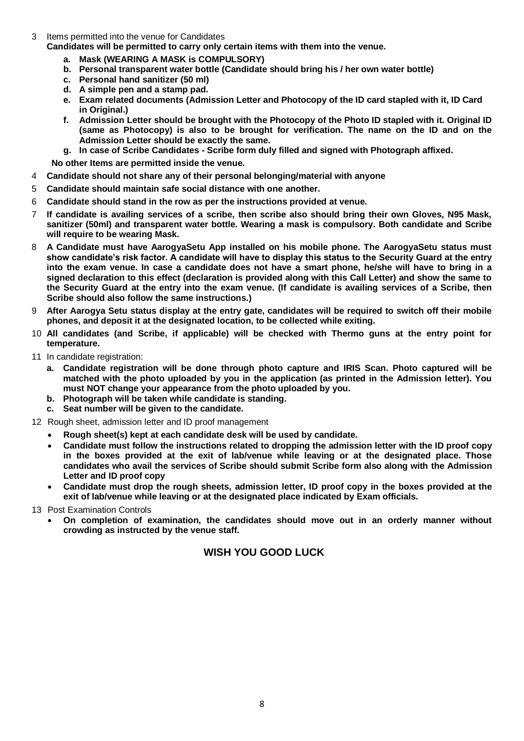3 Items permitted into the venue for Candidates

**Candidates will be permitted to carry only certain items with them into the venue.**

- **a. Mask (WEARING A MASK is COMPULSORY)**
- **b. Personal transparent water bottle (Candidate should bring his / her own water bottle)**
- **c. Personal hand sanitizer (50 ml)**
- **d. A simple pen and a stamp pad.**
- **e. Exam related documents (Admission Letter and Photocopy of the ID card stapled with it, ID Card in Original.)**
- **f. Admission Letter should be brought with the Photocopy of the Photo ID stapled with it. Original ID (same as Photocopy) is also to be brought for verification. The name on the ID and on the Admission Letter should be exactly the same.**
- **g. In case of Scribe Candidates - Scribe form duly filled and signed with Photograph affixed.**

**No other Items are permitted inside the venue.**

4 **Candidate should not share any of their personal belonging/material with anyone**

5 **Candidate should maintain safe social distance with one another.**

6 **Candidate should stand in the row as per the instructions provided at venue.**

7 **If candidate is availing services of a scribe, then scribe also should bring their own Gloves, N95 Mask, sanitizer (50ml) and transparent water bottle. Wearing a mask is compulsory. Both candidate and Scribe will require to be wearing Mask.**

8 **A Candidate must have AarogyaSetu App installed on his mobile phone. The AarogyaSetu status must show candidate's risk factor. A candidate will have to display this status to the Security Guard at the entry into the exam venue. In case a candidate does not have a smart phone, he/she will have to bring in a signed declaration to this effect (declaration is provided along with this Call Letter) and show the same to the Security Guard at the entry into the exam venue. (If candidate is availing services of a Scribe, then Scribe should also follow the same instructions.)**

9 **After Aarogya Setu status display at the entry gate, candidates will be required to switch off their mobile phones, and deposit it at the designated location, to be collected while exiting.**

10 **All candidates (and Scribe, if applicable) will be checked with Thermo guns at the entry point for temperature.**

11 In candidate registration:

- **a. Candidate registration will be done through photo capture and IRIS Scan. Photo captured will be matched with the photo uploaded by you in the application (as printed in the Admission letter). You must NOT change your appearance from the photo uploaded by you.**
- **b. Photograph will be taken while candidate is standing.**
- **c. Seat number will be given to the candidate.**

12 Rough sheet, admission letter and ID proof management

- **Rough sheet(s) kept at each candidate desk will be used by candidate.**
- **Candidate must follow the instructions related to dropping the admission letter with the ID proof copy in the boxes provided at the exit of lab/venue while leaving or at the designated place. Those candidates who avail the services of Scribe should submit Scribe form also along with the Admission Letter and ID proof copy**
- **Candidate must drop the rough sheets, admission letter, ID proof copy in the boxes provided at the exit of lab/venue while leaving or at the designated place indicated by Exam officials.**

13 Post Examination Controls

- **On completion of examination, the candidates should move out in an orderly manner without crowding as instructed by the venue staff.**

## WISH YOU GOOD LUCK